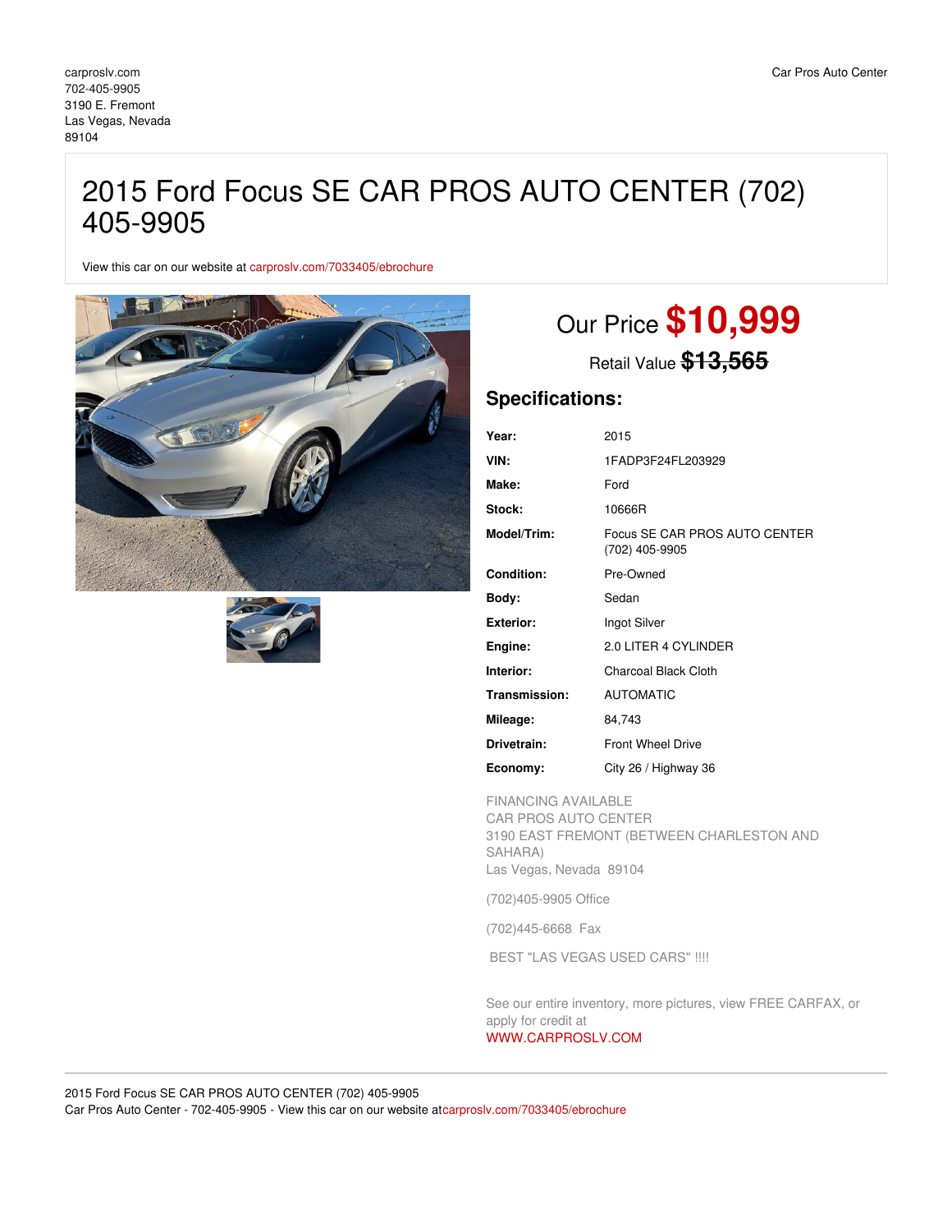carproslv.com
702-405-9905
3190 E. Fremont
Las Vegas, Nevada
89104

Car Pros Auto Center

# 2015 Ford Focus SE CAR PROS AUTO CENTER (702) 405-9905

View this car on our website at carproslv.com/7033405/ebrochure

## Our Price $10,999

Retail Value ~~$13,565~~

### Specifications:

| | |
|---|---|
| **Year:** | 2015 |
| **VIN:** | 1FADP3F24FL203929 |
| **Make:** | Ford |
| **Stock:** | 10666R |
| **Model/Trim:** | Focus SE CAR PROS AUTO CENTER (702) 405-9905 |
| **Condition:** | Pre-Owned |
| **Body:** | Sedan |
| **Exterior:** | Ingot Silver |
| **Engine:** | 2.0 LITER 4 CYLINDER |
| **Interior:** | Charcoal Black Cloth |
| **Transmission:** | AUTOMATIC |
| **Mileage:** | 84,743 |
| **Drivetrain:** | Front Wheel Drive |
| **Economy:** | City 26 / Highway 36 |

FINANCING AVAILABLE
CAR PROS AUTO CENTER
3190 EAST FREMONT (BETWEEN CHARLESTON AND SAHARA)
Las Vegas, Nevada 89104

(702)405-9905 Office

(702)445-6668 Fax

BEST "LAS VEGAS USED CARS" !!!!

See our entire inventory, more pictures, view FREE CARFAX, or apply for credit at
WWW.CARPROSLV.COM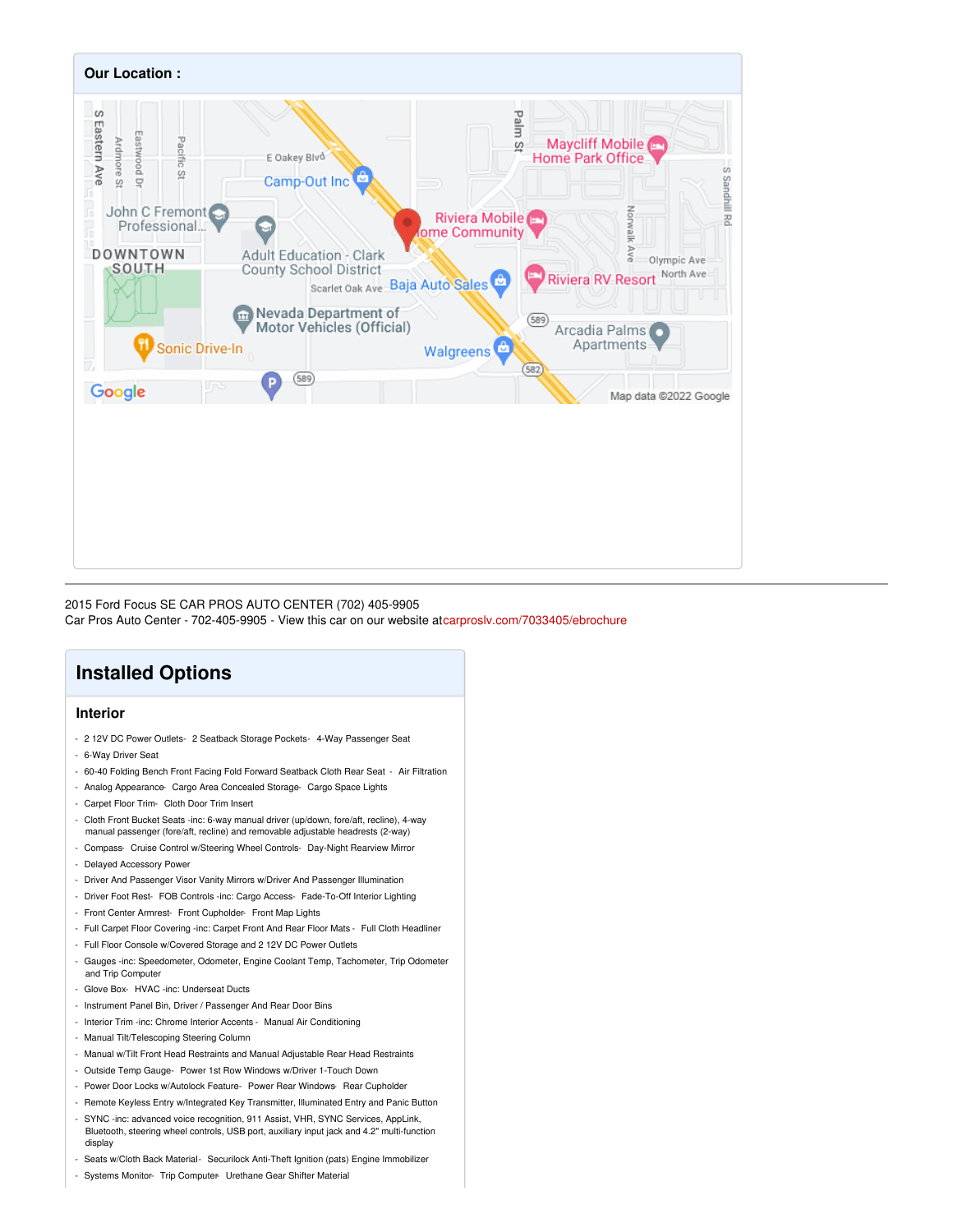## Our Location :

2015 Ford Focus SE CAR PROS AUTO CENTER (702) 405-9905
Car Pros Auto Center - 702-405-9905 - View this car on our website atcarproslv.com/7033405/ebrochure

# Installed Options

## Interior

- 2 12V DC Power Outlets- 2 Seatback Storage Pockets- 4-Way Passenger Seat
- 6-Way Driver Seat
- 60-40 Folding Bench Front Facing Fold Forward Seatback Cloth Rear Seat - Air Filtration
- Analog Appearance- Cargo Area Concealed Storage- Cargo Space Lights
- Carpet Floor Trim- Cloth Door Trim Insert
- Cloth Front Bucket Seats -inc: 6-way manual driver (up/down, fore/aft, recline), 4-way manual passenger (fore/aft, recline) and removable adjustable headrests (2-way)
- Compass- Cruise Control w/Steering Wheel Controls- Day-Night Rearview Mirror
- Delayed Accessory Power
- Driver And Passenger Visor Vanity Mirrors w/Driver And Passenger Illumination
- Driver Foot Rest- FOB Controls -inc: Cargo Access- Fade-To-Off Interior Lighting
- Front Center Armrest- Front Cupholder- Front Map Lights
- Full Carpet Floor Covering -inc: Carpet Front And Rear Floor Mats - Full Cloth Headliner
- Full Floor Console w/Covered Storage and 2 12V DC Power Outlets
- Gauges -inc: Speedometer, Odometer, Engine Coolant Temp, Tachometer, Trip Odometer and Trip Computer
- Glove Box- HVAC -inc: Underseat Ducts
- Instrument Panel Bin, Driver / Passenger And Rear Door Bins
- Interior Trim -inc: Chrome Interior Accents - Manual Air Conditioning
- Manual Tilt/Telescoping Steering Column
- Manual w/Tilt Front Head Restraints and Manual Adjustable Rear Head Restraints
- Outside Temp Gauge- Power 1st Row Windows w/Driver 1-Touch Down
- Power Door Locks w/Autolock Feature- Power Rear Windows- Rear Cupholder
- Remote Keyless Entry w/Integrated Key Transmitter, Illuminated Entry and Panic Button
- SYNC -inc: advanced voice recognition, 911 Assist, VHR, SYNC Services, AppLink, Bluetooth, steering wheel controls, USB port, auxiliary input jack and 4.2" multi-function display
- Seats w/Cloth Back Material- Securilock Anti-Theft Ignition (pats) Engine Immobilizer
- Systems Monitor- Trip Computer- Urethane Gear Shifter Material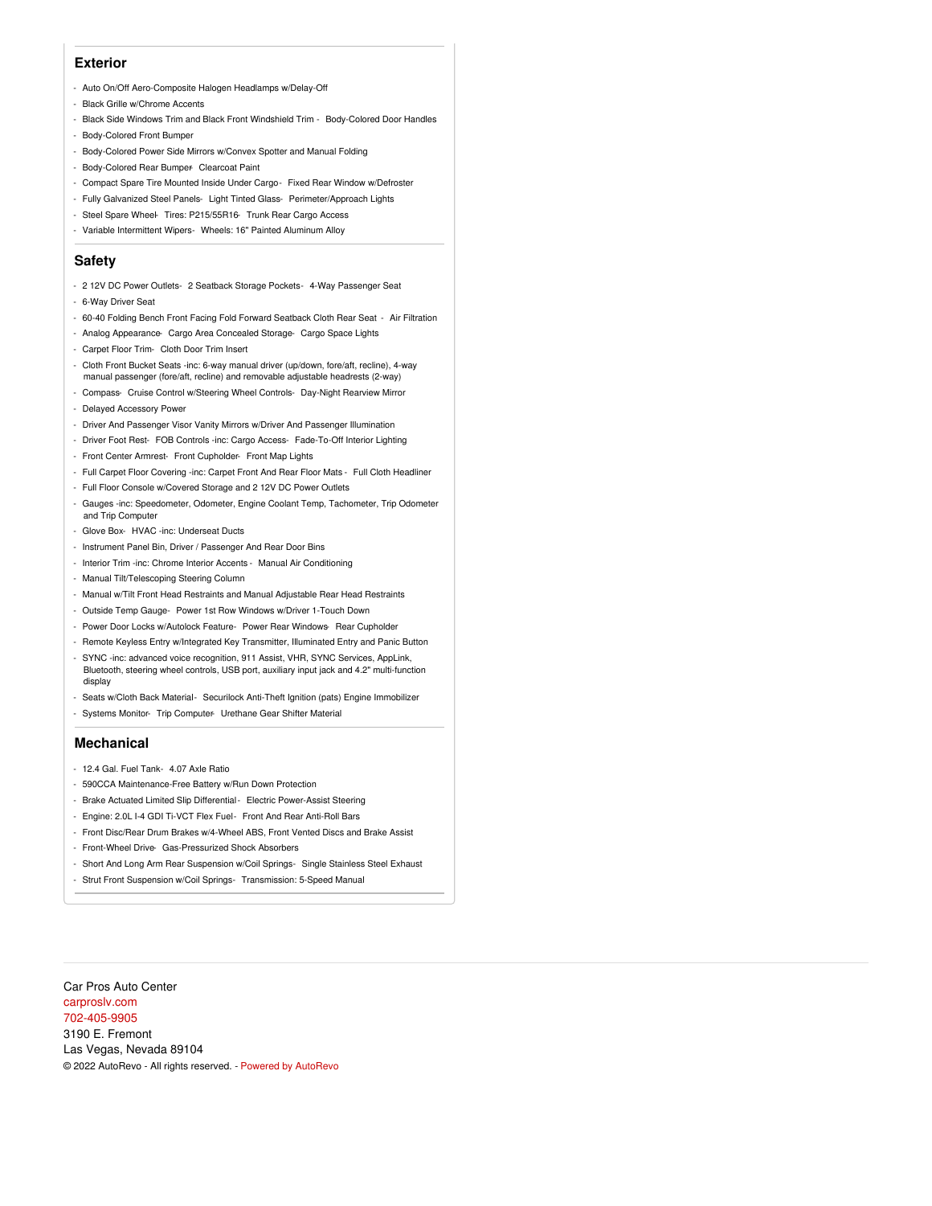## Exterior

- Auto On/Off Aero-Composite Halogen Headlamps w/Delay-Off
- Black Grille w/Chrome Accents
- Black Side Windows Trim and Black Front Windshield Trim - Body-Colored Door Handles
- Body-Colored Front Bumper
- Body-Colored Power Side Mirrors w/Convex Spotter and Manual Folding
- Body-Colored Rear Bumper- Clearcoat Paint
- Compact Spare Tire Mounted Inside Under Cargo- Fixed Rear Window w/Defroster
- Fully Galvanized Steel Panels- Light Tinted Glass- Perimeter/Approach Lights
- Steel Spare Wheel- Tires: P215/55R16- Trunk Rear Cargo Access
- Variable Intermittent Wipers- Wheels: 16" Painted Aluminum Alloy

## Safety

- 2 12V DC Power Outlets- 2 Seatback Storage Pockets- 4-Way Passenger Seat
- 6-Way Driver Seat
- 60-40 Folding Bench Front Facing Fold Forward Seatback Cloth Rear Seat - Air Filtration
- Analog Appearance- Cargo Area Concealed Storage- Cargo Space Lights
- Carpet Floor Trim- Cloth Door Trim Insert
- Cloth Front Bucket Seats -inc: 6-way manual driver (up/down, fore/aft, recline), 4-way manual passenger (fore/aft, recline) and removable adjustable headrests (2-way)
- Compass- Cruise Control w/Steering Wheel Controls- Day-Night Rearview Mirror
- Delayed Accessory Power
- Driver And Passenger Visor Vanity Mirrors w/Driver And Passenger Illumination
- Driver Foot Rest- FOB Controls -inc: Cargo Access- Fade-To-Off Interior Lighting
- Front Center Armrest- Front Cupholder- Front Map Lights
- Full Carpet Floor Covering -inc: Carpet Front And Rear Floor Mats - Full Cloth Headliner
- Full Floor Console w/Covered Storage and 2 12V DC Power Outlets
- Gauges -inc: Speedometer, Odometer, Engine Coolant Temp, Tachometer, Trip Odometer and Trip Computer
- Glove Box- HVAC -inc: Underseat Ducts
- Instrument Panel Bin, Driver / Passenger And Rear Door Bins
- Interior Trim -inc: Chrome Interior Accents - Manual Air Conditioning
- Manual Tilt/Telescoping Steering Column
- Manual w/Tilt Front Head Restraints and Manual Adjustable Rear Head Restraints
- Outside Temp Gauge- Power 1st Row Windows w/Driver 1-Touch Down
- Power Door Locks w/Autolock Feature- Power Rear Windows- Rear Cupholder
- Remote Keyless Entry w/Integrated Key Transmitter, Illuminated Entry and Panic Button
- SYNC -inc: advanced voice recognition, 911 Assist, VHR, SYNC Services, AppLink, Bluetooth, steering wheel controls, USB port, auxiliary input jack and 4.2" multi-function display
- Seats w/Cloth Back Material- Securilock Anti-Theft Ignition (pats) Engine Immobilizer
- Systems Monitor- Trip Computer- Urethane Gear Shifter Material

## Mechanical

- 12.4 Gal. Fuel Tank- 4.07 Axle Ratio
- 590CCA Maintenance-Free Battery w/Run Down Protection
- Brake Actuated Limited Slip Differential - Electric Power-Assist Steering
- Engine: 2.0L I-4 GDI Ti-VCT Flex Fuel - Front And Rear Anti-Roll Bars
- Front Disc/Rear Drum Brakes w/4-Wheel ABS, Front Vented Discs and Brake Assist
- Front-Wheel Drive- Gas-Pressurized Shock Absorbers
- Short And Long Arm Rear Suspension w/Coil Springs- Single Stainless Steel Exhaust
- Strut Front Suspension w/Coil Springs- Transmission: 5-Speed Manual

Car Pros Auto Center
carproslv.com
702-405-9905
3190 E. Fremont
Las Vegas, Nevada 89104
© 2022 AutoRevo - All rights reserved. - Powered by AutoRevo